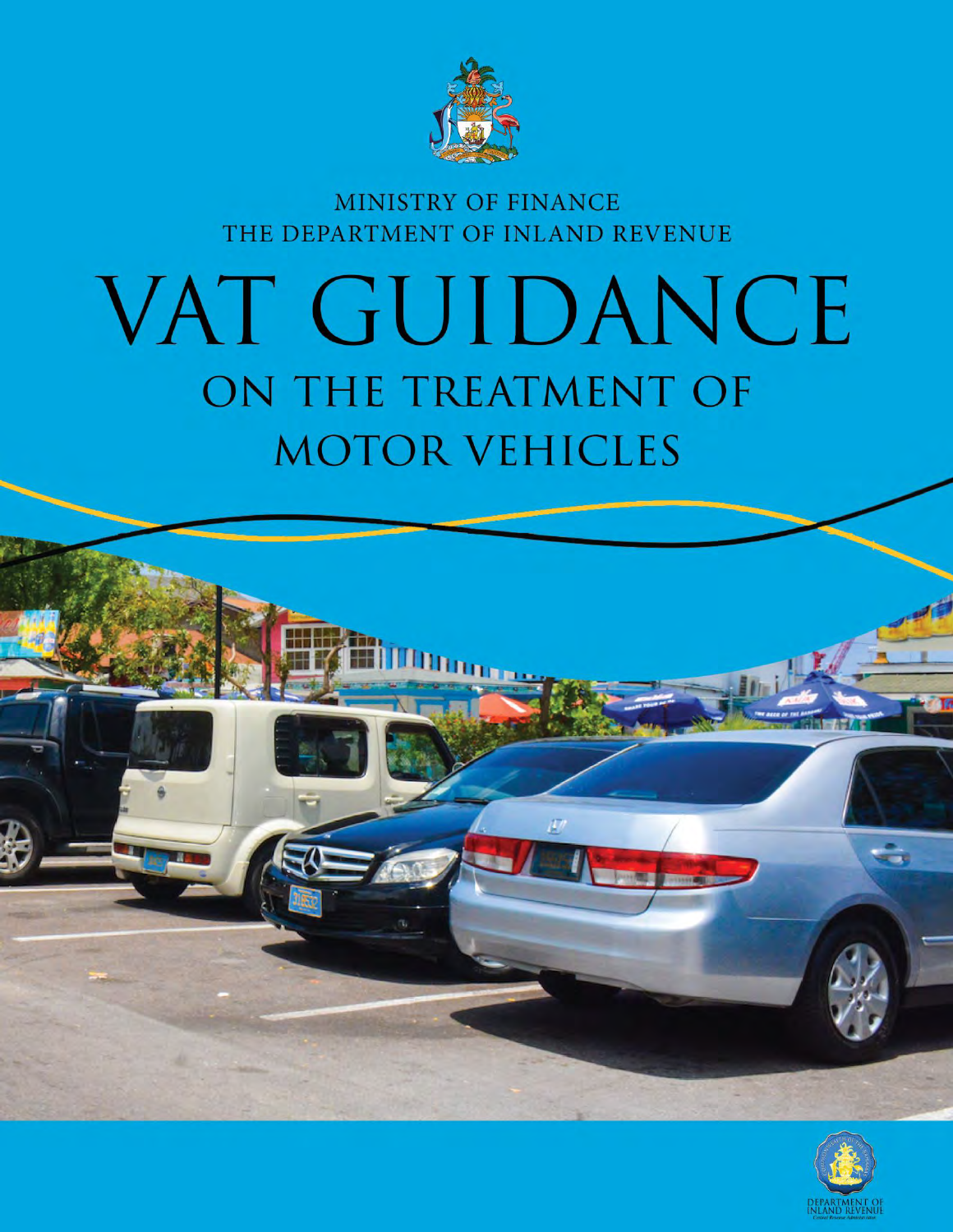MINISTRY OF FINANCE
THE DEPARTMENT OF INLAND REVENUE

# VAT GUIDANCE

## ON THE TREATMENT OF MOTOR VEHICLES

DEPARTMENT OF INLAND REVENUE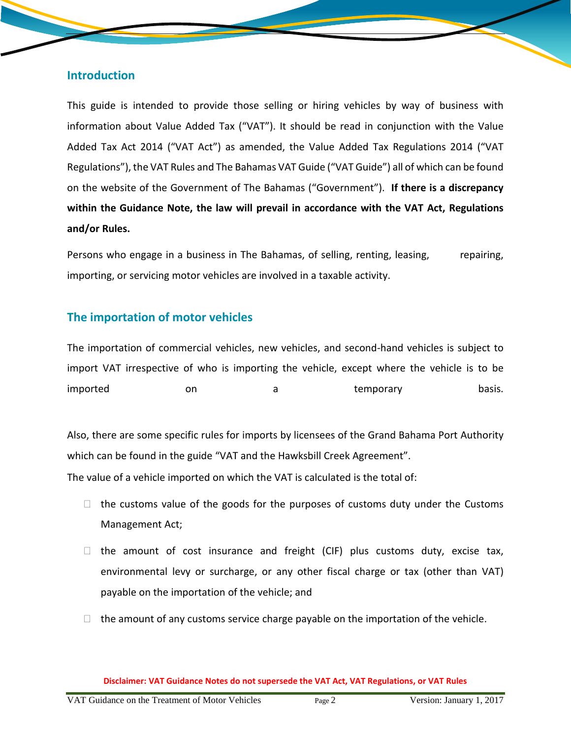## Introduction

This guide is intended to provide those selling or hiring vehicles by way of business with information about Value Added Tax ("VAT"). It should be read in conjunction with the Value Added Tax Act 2014 ("VAT Act") as amended, the Value Added Tax Regulations 2014 ("VAT Regulations"), the VAT Rules and The Bahamas VAT Guide ("VAT Guide") all of which can be found on the website of the Government of The Bahamas ("Government"). **If there is a discrepancy within the Guidance Note, the law will prevail in accordance with the VAT Act, Regulations and/or Rules.**

Persons who engage in a business in The Bahamas, of selling, renting, leasing, repairing, importing, or servicing motor vehicles are involved in a taxable activity.

## The importation of motor vehicles

The importation of commercial vehicles, new vehicles, and second-hand vehicles is subject to import VAT irrespective of who is importing the vehicle, except where the vehicle is to be imported on a temporary basis.

Also, there are some specific rules for imports by licensees of the Grand Bahama Port Authority which can be found in the guide "VAT and the Hawksbill Creek Agreement".

The value of a vehicle imported on which the VAT is calculated is the total of:

- the customs value of the goods for the purposes of customs duty under the Customs Management Act;
- the amount of cost insurance and freight (CIF) plus customs duty, excise tax, environmental levy or surcharge, or any other fiscal charge or tax (other than VAT) payable on the importation of the vehicle; and
- the amount of any customs service charge payable on the importation of the vehicle.

**Disclaimer: VAT Guidance Notes do not supersede the VAT Act, VAT Regulations, or VAT Rules**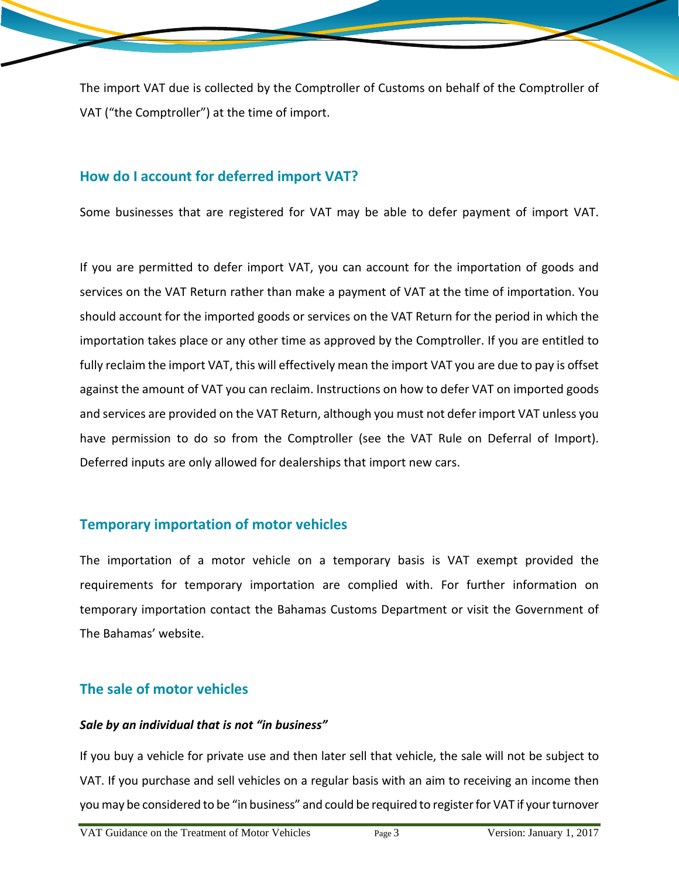The import VAT due is collected by the Comptroller of Customs on behalf of the Comptroller of VAT ("the Comptroller") at the time of import.

## How do I account for deferred import VAT?

Some businesses that are registered for VAT may be able to defer payment of import VAT.

If you are permitted to defer import VAT, you can account for the importation of goods and services on the VAT Return rather than make a payment of VAT at the time of importation. You should account for the imported goods or services on the VAT Return for the period in which the importation takes place or any other time as approved by the Comptroller. If you are entitled to fully reclaim the import VAT, this will effectively mean the import VAT you are due to pay is offset against the amount of VAT you can reclaim. Instructions on how to defer VAT on imported goods and services are provided on the VAT Return, although you must not defer import VAT unless you have permission to do so from the Comptroller (see the VAT Rule on Deferral of Import). Deferred inputs are only allowed for dealerships that import new cars.

## Temporary importation of motor vehicles

The importation of a motor vehicle on a temporary basis is VAT exempt provided the requirements for temporary importation are complied with. For further information on temporary importation contact the Bahamas Customs Department or visit the Government of The Bahamas' website.

## The sale of motor vehicles

***Sale by an individual that is not "in business"***

If you buy a vehicle for private use and then later sell that vehicle, the sale will not be subject to VAT. If you purchase and sell vehicles on a regular basis with an aim to receiving an income then you may be considered to be "in business" and could be required to register for VAT if your turnover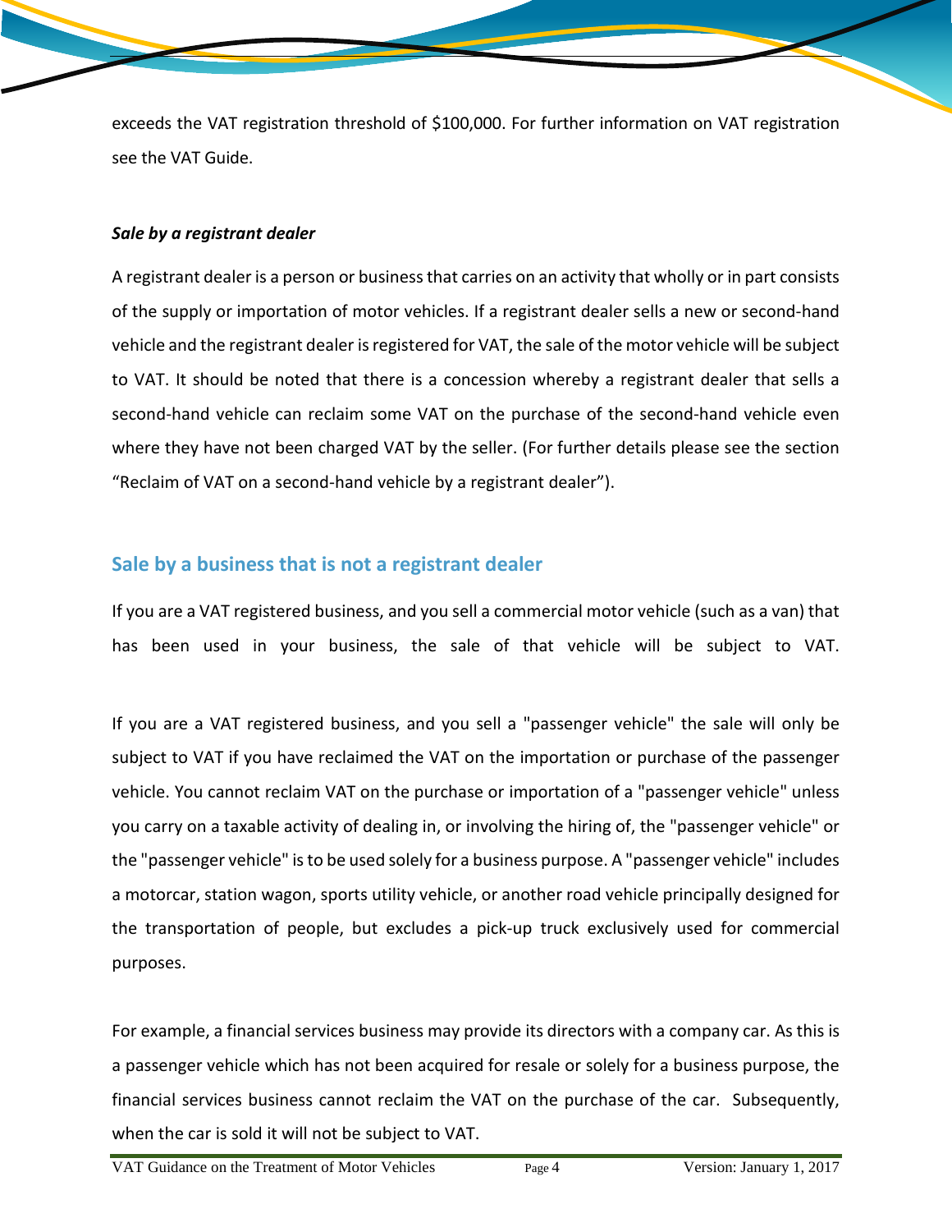exceeds the VAT registration threshold of $100,000. For further information on VAT registration see the VAT Guide.

***Sale by a registrant dealer***

A registrant dealer is a person or business that carries on an activity that wholly or in part consists of the supply or importation of motor vehicles. If a registrant dealer sells a new or second-hand vehicle and the registrant dealer is registered for VAT, the sale of the motor vehicle will be subject to VAT. It should be noted that there is a concession whereby a registrant dealer that sells a second-hand vehicle can reclaim some VAT on the purchase of the second-hand vehicle even where they have not been charged VAT by the seller. (For further details please see the section "Reclaim of VAT on a second-hand vehicle by a registrant dealer").

## Sale by a business that is not a registrant dealer

If you are a VAT registered business, and you sell a commercial motor vehicle (such as a van) that has been used in your business, the sale of that vehicle will be subject to VAT.

If you are a VAT registered business, and you sell a "passenger vehicle" the sale will only be subject to VAT if you have reclaimed the VAT on the importation or purchase of the passenger vehicle. You cannot reclaim VAT on the purchase or importation of a "passenger vehicle" unless you carry on a taxable activity of dealing in, or involving the hiring of, the "passenger vehicle" or the "passenger vehicle" is to be used solely for a business purpose. A "passenger vehicle" includes a motorcar, station wagon, sports utility vehicle, or another road vehicle principally designed for the transportation of people, but excludes a pick-up truck exclusively used for commercial purposes.

For example, a financial services business may provide its directors with a company car. As this is a passenger vehicle which has not been acquired for resale or solely for a business purpose, the financial services business cannot reclaim the VAT on the purchase of the car. Subsequently, when the car is sold it will not be subject to VAT.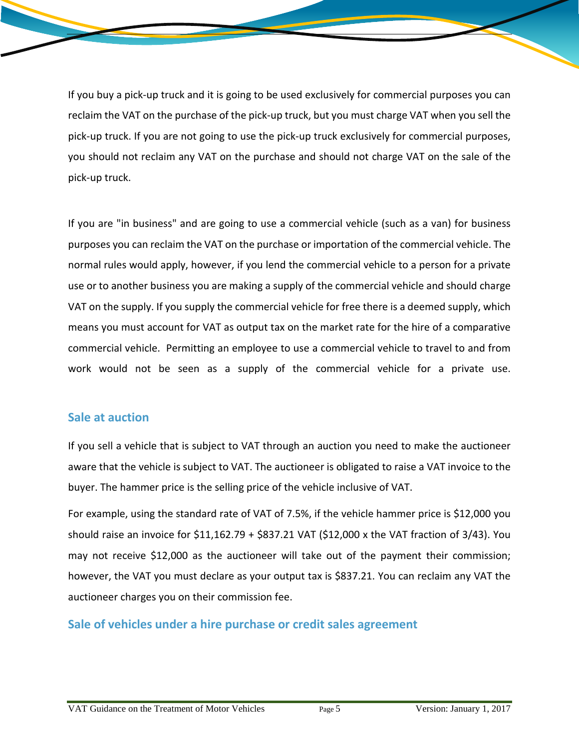If you buy a pick-up truck and it is going to be used exclusively for commercial purposes you can reclaim the VAT on the purchase of the pick-up truck, but you must charge VAT when you sell the pick-up truck. If you are not going to use the pick-up truck exclusively for commercial purposes, you should not reclaim any VAT on the purchase and should not charge VAT on the sale of the pick-up truck.

If you are "in business" and are going to use a commercial vehicle (such as a van) for business purposes you can reclaim the VAT on the purchase or importation of the commercial vehicle. The normal rules would apply, however, if you lend the commercial vehicle to a person for a private use or to another business you are making a supply of the commercial vehicle and should charge VAT on the supply. If you supply the commercial vehicle for free there is a deemed supply, which means you must account for VAT as output tax on the market rate for the hire of a comparative commercial vehicle. Permitting an employee to use a commercial vehicle to travel to and from work would not be seen as a supply of the commercial vehicle for a private use.

## Sale at auction

If you sell a vehicle that is subject to VAT through an auction you need to make the auctioneer aware that the vehicle is subject to VAT. The auctioneer is obligated to raise a VAT invoice to the buyer. The hammer price is the selling price of the vehicle inclusive of VAT.

For example, using the standard rate of VAT of 7.5%, if the vehicle hammer price is $12,000 you should raise an invoice for $11,162.79 + $837.21 VAT ($12,000 x the VAT fraction of 3/43). You may not receive $12,000 as the auctioneer will take out of the payment their commission; however, the VAT you must declare as your output tax is $837.21. You can reclaim any VAT the auctioneer charges you on their commission fee.

## Sale of vehicles under a hire purchase or credit sales agreement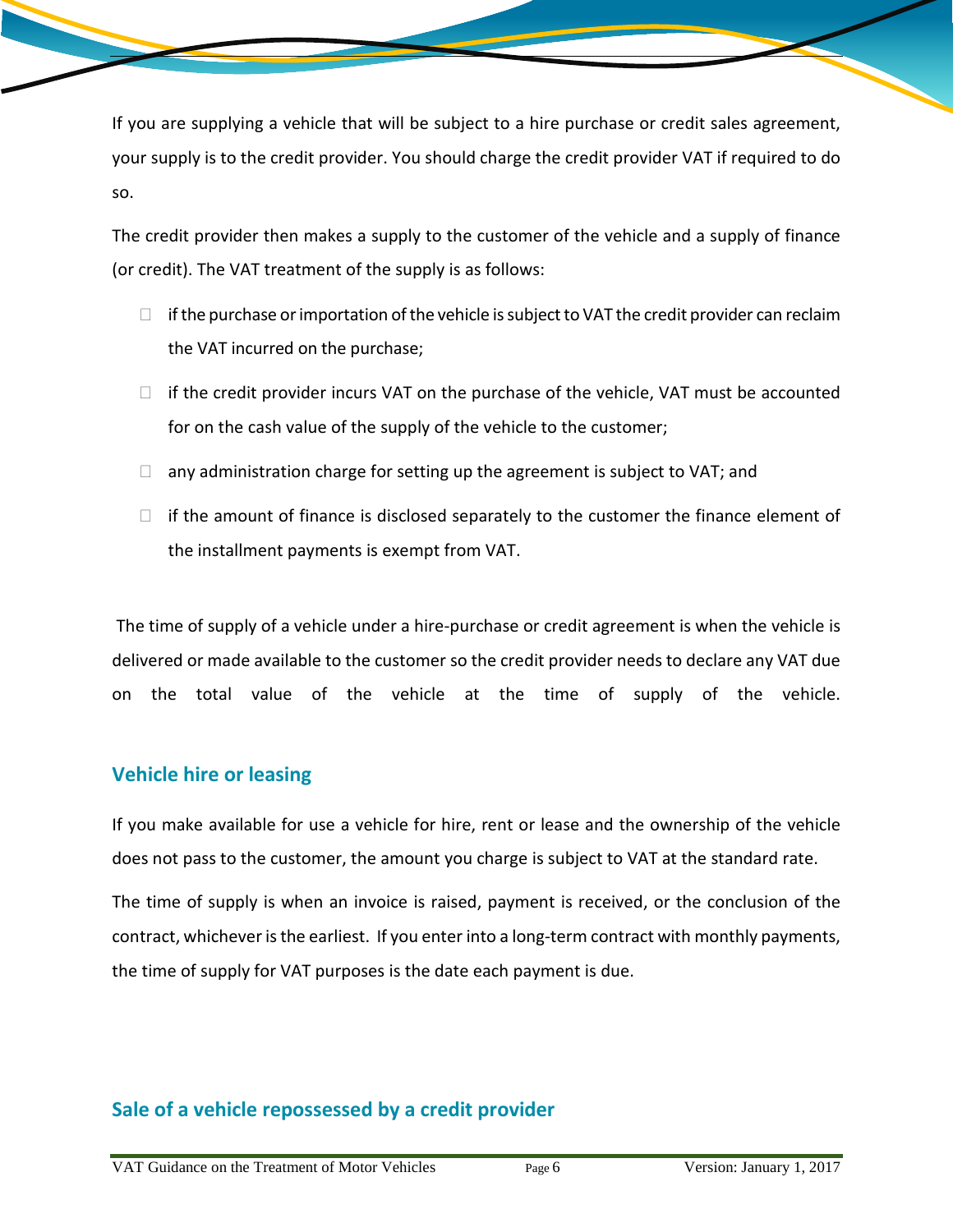If you are supplying a vehicle that will be subject to a hire purchase or credit sales agreement, your supply is to the credit provider. You should charge the credit provider VAT if required to do so.

The credit provider then makes a supply to the customer of the vehicle and a supply of finance (or credit). The VAT treatment of the supply is as follows:

- if the purchase or importation of the vehicle is subject to VAT the credit provider can reclaim the VAT incurred on the purchase;
- if the credit provider incurs VAT on the purchase of the vehicle, VAT must be accounted for on the cash value of the supply of the vehicle to the customer;
- any administration charge for setting up the agreement is subject to VAT; and
- if the amount of finance is disclosed separately to the customer the finance element of the installment payments is exempt from VAT.

The time of supply of a vehicle under a hire-purchase or credit agreement is when the vehicle is delivered or made available to the customer so the credit provider needs to declare any VAT due on the total value of the vehicle at the time of supply of the vehicle.

## Vehicle hire or leasing

If you make available for use a vehicle for hire, rent or lease and the ownership of the vehicle does not pass to the customer, the amount you charge is subject to VAT at the standard rate.

The time of supply is when an invoice is raised, payment is received, or the conclusion of the contract, whichever is the earliest. If you enter into a long-term contract with monthly payments, the time of supply for VAT purposes is the date each payment is due.

## Sale of a vehicle repossessed by a credit provider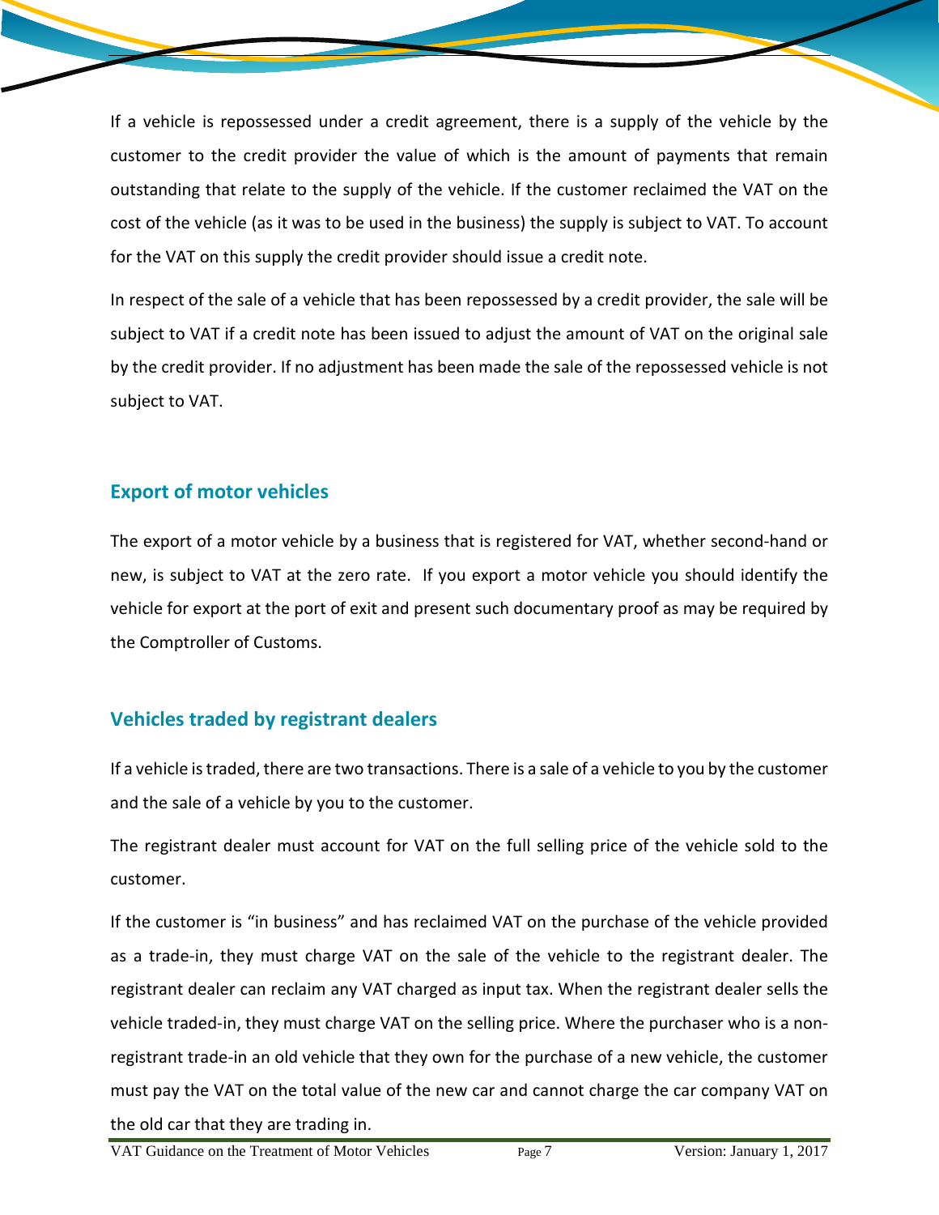If a vehicle is repossessed under a credit agreement, there is a supply of the vehicle by the customer to the credit provider the value of which is the amount of payments that remain outstanding that relate to the supply of the vehicle. If the customer reclaimed the VAT on the cost of the vehicle (as it was to be used in the business) the supply is subject to VAT. To account for the VAT on this supply the credit provider should issue a credit note.

In respect of the sale of a vehicle that has been repossessed by a credit provider, the sale will be subject to VAT if a credit note has been issued to adjust the amount of VAT on the original sale by the credit provider. If no adjustment has been made the sale of the repossessed vehicle is not subject to VAT.

## Export of motor vehicles

The export of a motor vehicle by a business that is registered for VAT, whether second-hand or new, is subject to VAT at the zero rate. If you export a motor vehicle you should identify the vehicle for export at the port of exit and present such documentary proof as may be required by the Comptroller of Customs.

## Vehicles traded by registrant dealers

If a vehicle is traded, there are two transactions. There is a sale of a vehicle to you by the customer and the sale of a vehicle by you to the customer.

The registrant dealer must account for VAT on the full selling price of the vehicle sold to the customer.

If the customer is "in business" and has reclaimed VAT on the purchase of the vehicle provided as a trade-in, they must charge VAT on the sale of the vehicle to the registrant dealer. The registrant dealer can reclaim any VAT charged as input tax. When the registrant dealer sells the vehicle traded-in, they must charge VAT on the selling price. Where the purchaser who is a non-registrant trade-in an old vehicle that they own for the purchase of a new vehicle, the customer must pay the VAT on the total value of the new car and cannot charge the car company VAT on the old car that they are trading in.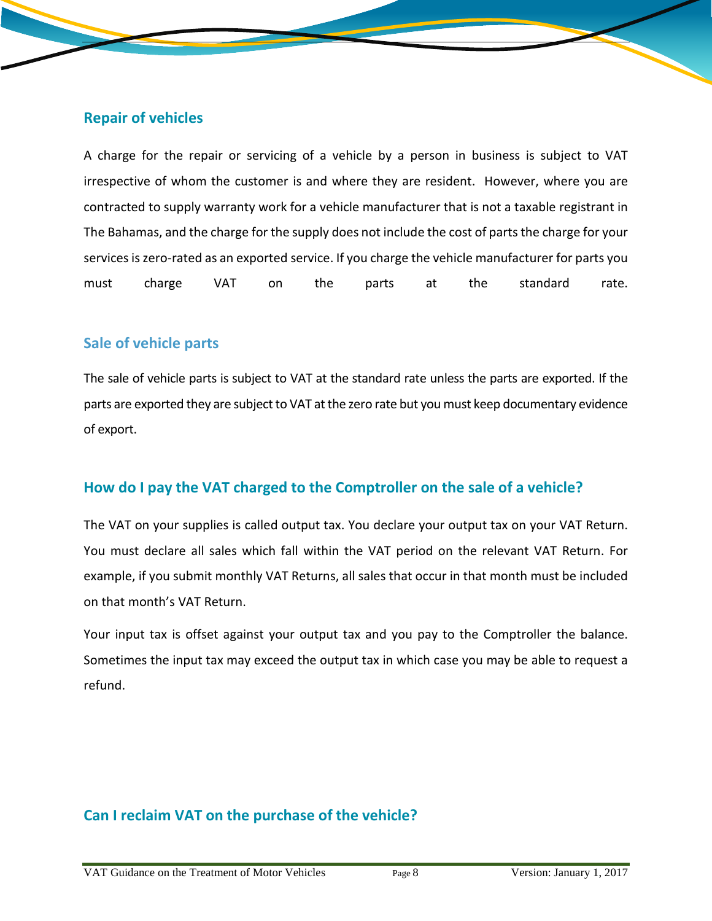## Repair of vehicles

A charge for the repair or servicing of a vehicle by a person in business is subject to VAT irrespective of whom the customer is and where they are resident. However, where you are contracted to supply warranty work for a vehicle manufacturer that is not a taxable registrant in The Bahamas, and the charge for the supply does not include the cost of parts the charge for your services is zero-rated as an exported service. If you charge the vehicle manufacturer for parts you must charge VAT on the parts at the standard rate.

## Sale of vehicle parts

The sale of vehicle parts is subject to VAT at the standard rate unless the parts are exported. If the parts are exported they are subject to VAT at the zero rate but you must keep documentary evidence of export.

## How do I pay the VAT charged to the Comptroller on the sale of a vehicle?

The VAT on your supplies is called output tax. You declare your output tax on your VAT Return. You must declare all sales which fall within the VAT period on the relevant VAT Return. For example, if you submit monthly VAT Returns, all sales that occur in that month must be included on that month's VAT Return.

Your input tax is offset against your output tax and you pay to the Comptroller the balance. Sometimes the input tax may exceed the output tax in which case you may be able to request a refund.

## Can I reclaim VAT on the purchase of the vehicle?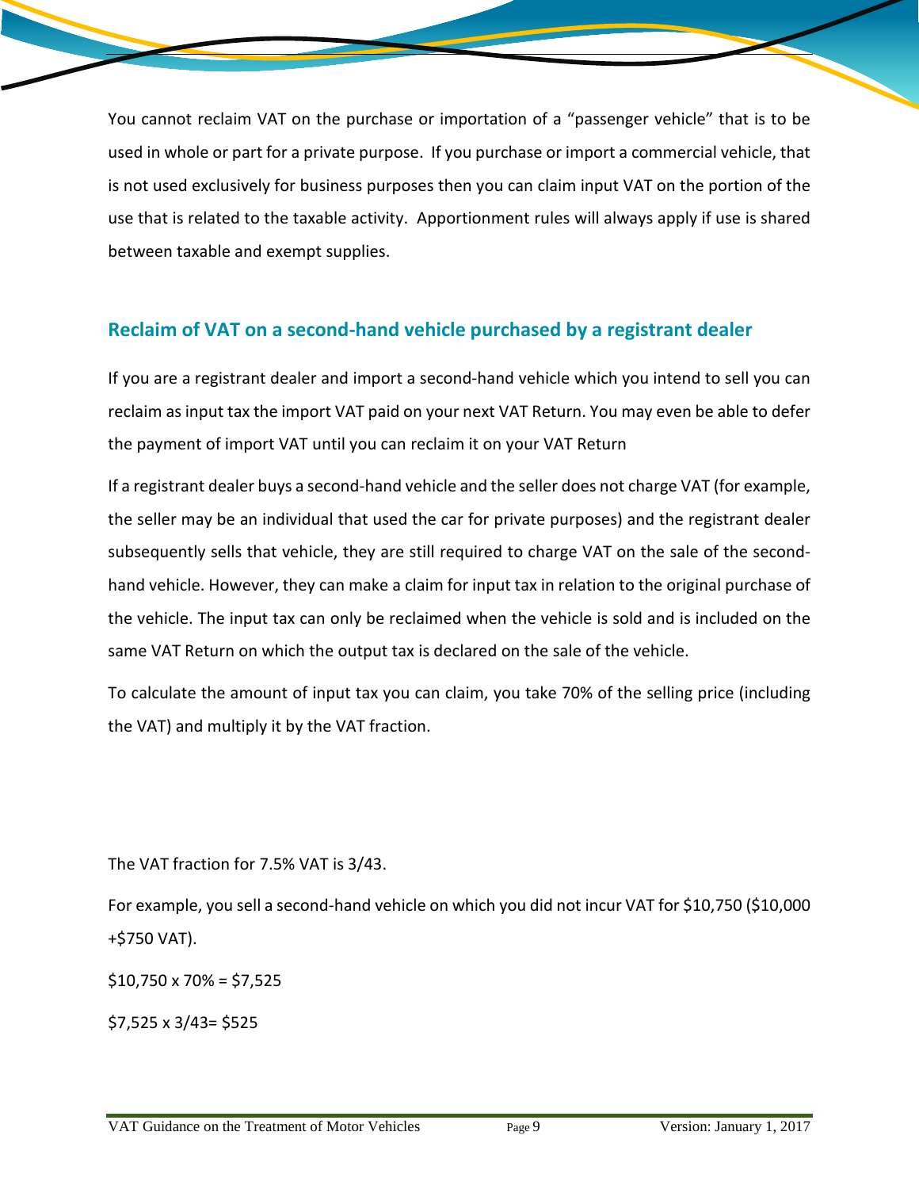You cannot reclaim VAT on the purchase or importation of a "passenger vehicle" that is to be used in whole or part for a private purpose. If you purchase or import a commercial vehicle, that is not used exclusively for business purposes then you can claim input VAT on the portion of the use that is related to the taxable activity. Apportionment rules will always apply if use is shared between taxable and exempt supplies.

## Reclaim of VAT on a second-hand vehicle purchased by a registrant dealer

If you are a registrant dealer and import a second-hand vehicle which you intend to sell you can reclaim as input tax the import VAT paid on your next VAT Return. You may even be able to defer the payment of import VAT until you can reclaim it on your VAT Return

If a registrant dealer buys a second-hand vehicle and the seller does not charge VAT (for example, the seller may be an individual that used the car for private purposes) and the registrant dealer subsequently sells that vehicle, they are still required to charge VAT on the sale of the second-hand vehicle. However, they can make a claim for input tax in relation to the original purchase of the vehicle. The input tax can only be reclaimed when the vehicle is sold and is included on the same VAT Return on which the output tax is declared on the sale of the vehicle.

To calculate the amount of input tax you can claim, you take 70% of the selling price (including the VAT) and multiply it by the VAT fraction.

The VAT fraction for 7.5% VAT is 3/43.

For example, you sell a second-hand vehicle on which you did not incur VAT for $10,750 ($10,000 +$750 VAT).

$10,750 x 70% = $7,525

$7,525 x 3/43= $525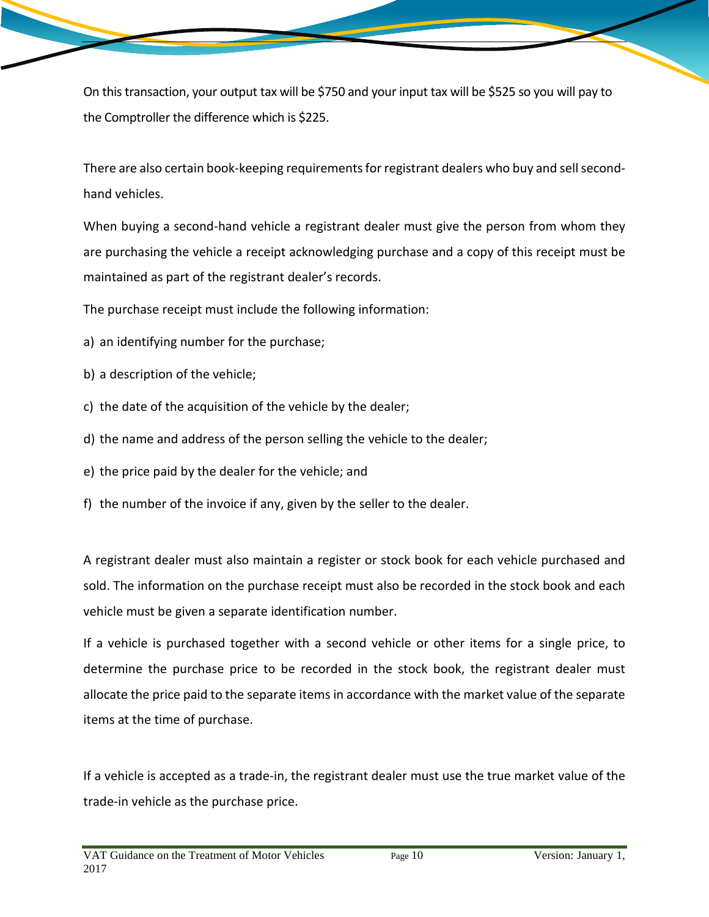On this transaction, your output tax will be $750 and your input tax will be $525 so you will pay to the Comptroller the difference which is $225.

There are also certain book-keeping requirements for registrant dealers who buy and sell second-hand vehicles.

When buying a second-hand vehicle a registrant dealer must give the person from whom they are purchasing the vehicle a receipt acknowledging purchase and a copy of this receipt must be maintained as part of the registrant dealer's records.

The purchase receipt must include the following information:

a) an identifying number for the purchase;

b) a description of the vehicle;

c) the date of the acquisition of the vehicle by the dealer;

d) the name and address of the person selling the vehicle to the dealer;

e) the price paid by the dealer for the vehicle; and

f) the number of the invoice if any, given by the seller to the dealer.

A registrant dealer must also maintain a register or stock book for each vehicle purchased and sold. The information on the purchase receipt must also be recorded in the stock book and each vehicle must be given a separate identification number.

If a vehicle is purchased together with a second vehicle or other items for a single price, to determine the purchase price to be recorded in the stock book, the registrant dealer must allocate the price paid to the separate items in accordance with the market value of the separate items at the time of purchase.

If a vehicle is accepted as a trade-in, the registrant dealer must use the true market value of the trade-in vehicle as the purchase price.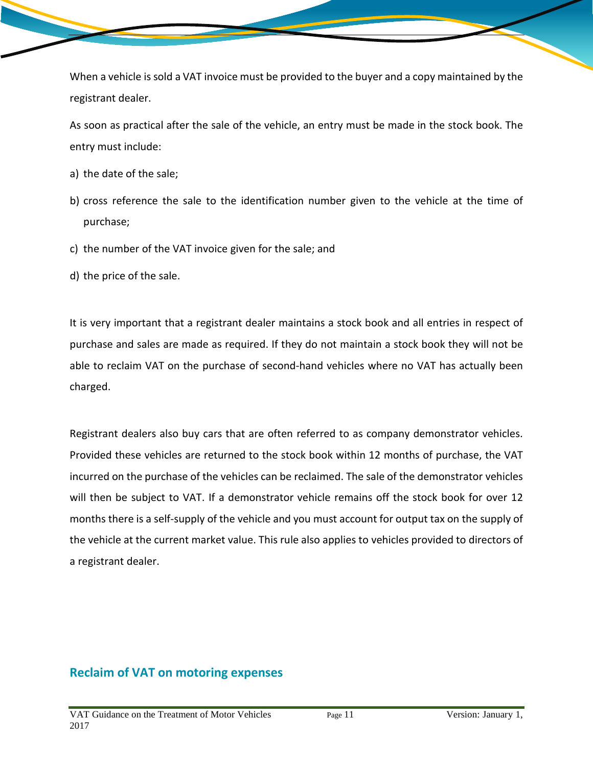When a vehicle is sold a VAT invoice must be provided to the buyer and a copy maintained by the registrant dealer.

As soon as practical after the sale of the vehicle, an entry must be made in the stock book. The entry must include:

a) the date of the sale;

b) cross reference the sale to the identification number given to the vehicle at the time of purchase;

c) the number of the VAT invoice given for the sale; and

d) the price of the sale.

It is very important that a registrant dealer maintains a stock book and all entries in respect of purchase and sales are made as required. If they do not maintain a stock book they will not be able to reclaim VAT on the purchase of second-hand vehicles where no VAT has actually been charged.

Registrant dealers also buy cars that are often referred to as company demonstrator vehicles. Provided these vehicles are returned to the stock book within 12 months of purchase, the VAT incurred on the purchase of the vehicles can be reclaimed. The sale of the demonstrator vehicles will then be subject to VAT. If a demonstrator vehicle remains off the stock book for over 12 months there is a self-supply of the vehicle and you must account for output tax on the supply of the vehicle at the current market value. This rule also applies to vehicles provided to directors of a registrant dealer.

## Reclaim of VAT on motoring expenses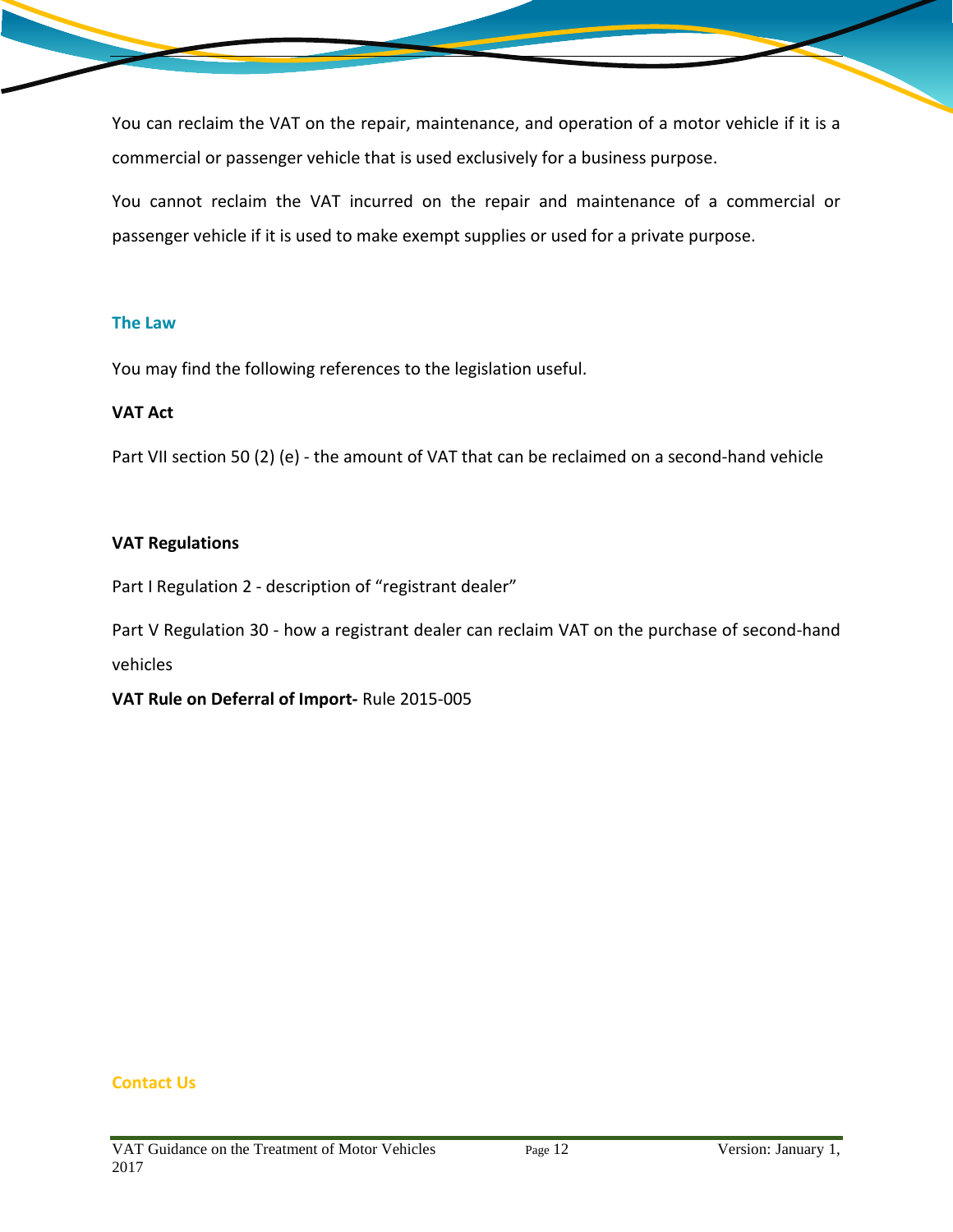You can reclaim the VAT on the repair, maintenance, and operation of a motor vehicle if it is a commercial or passenger vehicle that is used exclusively for a business purpose.

You cannot reclaim the VAT incurred on the repair and maintenance of a commercial or passenger vehicle if it is used to make exempt supplies or used for a private purpose.

## The Law

You may find the following references to the legislation useful.

**VAT Act**

Part VII section 50 (2) (e) - the amount of VAT that can be reclaimed on a second-hand vehicle

**VAT Regulations**

Part I Regulation 2 - description of “registrant dealer”

Part V Regulation 30 - how a registrant dealer can reclaim VAT on the purchase of second-hand vehicles

**VAT Rule on Deferral of Import-** Rule 2015-005

## Contact Us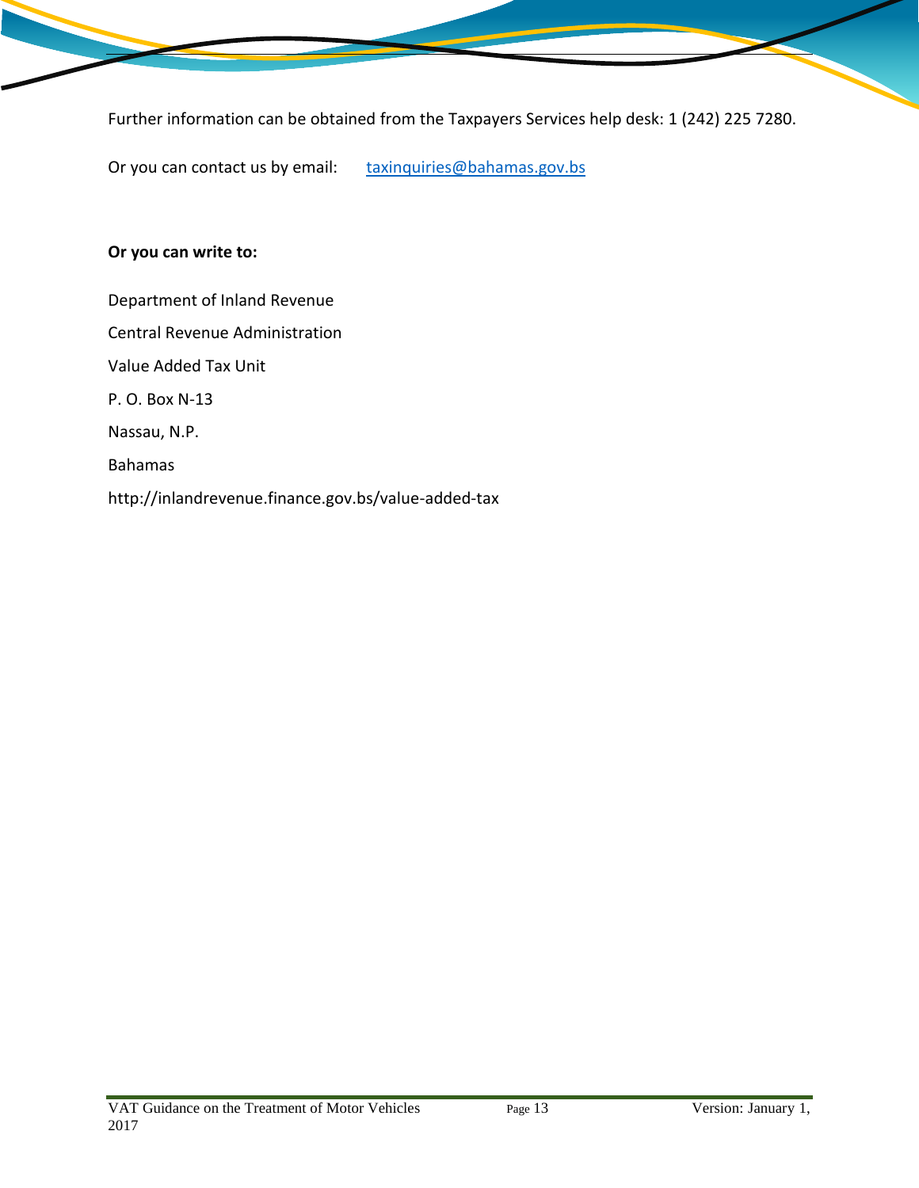Further information can be obtained from the Taxpayers Services help desk: 1 (242) 225 7280.

Or you can contact us by email: taxinquiries@bahamas.gov.bs

**Or you can write to:**

Department of Inland Revenue

Central Revenue Administration

Value Added Tax Unit

P. O. Box N-13

Nassau, N.P.

Bahamas

http://inlandrevenue.finance.gov.bs/value-added-tax